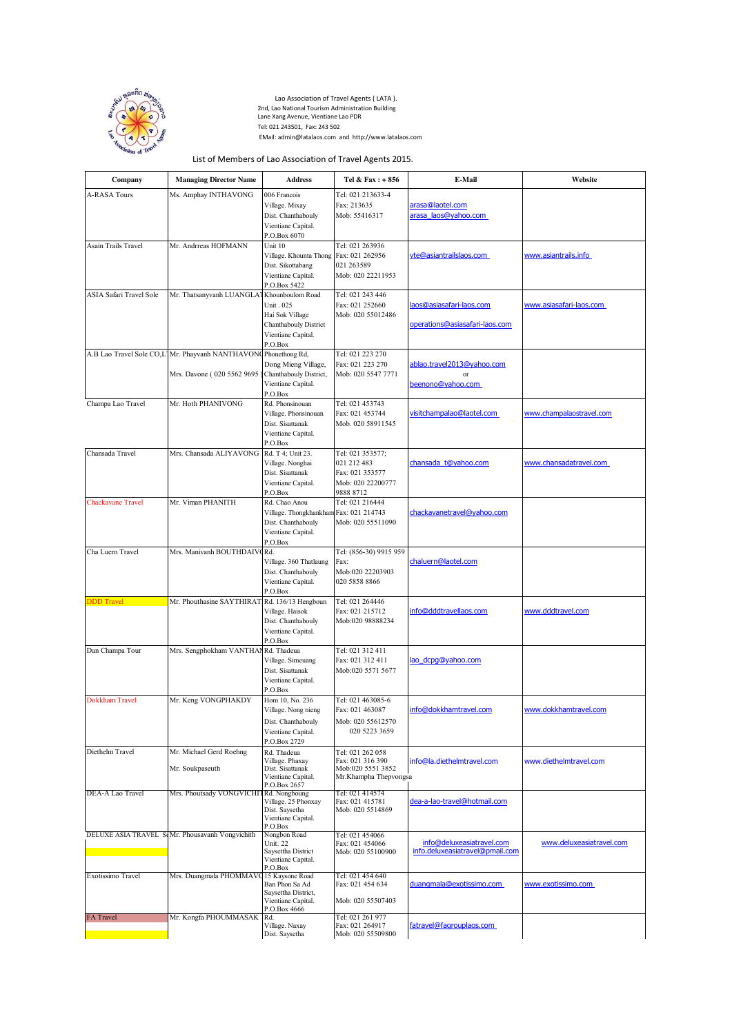Lao Association of Travel Agents ( LATA ).
2nd, Lao National Tourism Administration Building
Lane Xang Avenue, Vientiane Lao PDR
Tel: 021 243501, Fax: 243 502
EMail: admin@latalaos.com and http://www.latalaos.com

List of Members of Lao Association of Travel Agents 2015.

| Company | Managing Director Name | Address | Tel & Fax : + 856 | E-Mail | Website |
|---|---|---|---|---|---|
| A-RASA Tours | Ms. Amphay INTHAVONG | 006 Francois<br>Village. Mixay<br>Dist. Chanthabouly<br>Vientiane Capital.<br>P.O.Box 6070 | Tel: 021 213633-4<br>Fax: 213635<br>Mob: 55416317 | arasa@laotel.com<br>arasa_laos@yahoo.com | |
| Asain Trails Travel | Mr. Andrreas HOFMANN | Unit 10<br>Village. Khounta Thong<br>Dist. Sikottabang<br>Vientiane Capital.<br>P.O.Box 5422 | Tel: 021 263936<br>Fax: 021 262956<br>021 263589<br>Mob: 020 22211953 | vte@asiantrailslaos.com | www.asiantrails.info |
| ASIA Safari Travel Sole | Mr. Thatsanyvanh LUANGLAT | Khounboulom Road<br>Unit . 025<br>Hai Sok Village<br>Chanthabouly District<br>Vientiane Capital.<br>P.O.Box | Tel: 021 243 446<br>Fax: 021 252660<br>Mob: 020 55012486 | laos@asiasafari-laos.com<br>operations@asiasafari-laos.com | www.asiasafari-laos.com |
| A.B Lao Travel Sole CO,LT | Mr. Phayvanh NANTHAVONG<br>Mrs. Davone ( 020 5562 9695 ) | Phonethong Rd,<br>Dong Mieng Village,<br>Chanthabouly District,<br>Vientiane Capital.<br>P.O.Box | Tel: 021 223 270<br>Fax: 021 223 270<br>Mob: 020 5547 7771 | ablao.travel2013@yahoo.com<br>or<br>beenono@yahoo.com | |
| Champa Lao Travel | Mr. Hoth PHANIVONG | Rd. Phonsinouan<br>Village. Phonsinouan<br>Dist. Sisattanak<br>Vientiane Capital.<br>P.O.Box | Tel: 021 453743<br>Fax: 021 453744<br>Mob. 020 58911545 | visitchampalao@laotel.com | www.champalaostravel.com |
| Chansada Travel | Mrs. Chansada ALIYAVONG | Rd. T 4; Unit 23.<br>Village. Nonghai<br>Dist. Sisattanak<br>Vientiane Capital.<br>P.O.Box | Tel: 021 353577;<br>021 212 483<br>Fax: 021 353577<br>Mob: 020 22200777<br>9888 8712 | chansada_t@yahoo.com | www.chansadatravel.com |
| Chackavane Travel | Mr. Viman PHANITH | Rd. Chao Anou<br>Village. Thongkhankham<br>Dist. Chanthabouly<br>Vientiane Capital.<br>P.O.Box | Tel: 021 216444<br>Fax: 021 214743<br>Mob: 020 55511090 | chackavanetravel@yahoo.com | |
| Cha Luern Travel | Mrs. Manivanh BOUTHDAIVO | Rd.<br>Village. 360 Thatlaung<br>Dist. Chanthabouly<br>Vientiane Capital.<br>P.O.Box | Tel: (856-30) 9915 959<br>Fax:<br>Mob:020 22203903<br>020 5858 8866 | chaluern@laotel.com | |
| DDD Travel | Mr. Phouthasine SAYTHIRAT | Rd. 136/13 Hengboun<br>Village. Haisok<br>Dist. Chanthabouly<br>Vientiane Capital.<br>P.O.Box | Tel: 021 264446<br>Fax: 021 215712<br>Mob:020 98888234 | info@dddtravellaos.com | www.dddtravel.com |
| Dan Champa Tour | Mrs. Sengphokham VANTHAN | Rd. Thadeua<br>Village. Simeuang<br>Dist. Sisattanak<br>Vientiane Capital.<br>P.O.Box | Tel: 021 312 411<br>Fax: 021 312 411<br>Mob:020 5571 5677 | lao_dcpg@yahoo.com | |
| Dokkham Travel | Mr. Keng VONGPHAKDY | Hom 10, No. 236<br>Village. Nong nieng<br>Dist. Chanthabouly<br>Vientiane Capital.<br>P.O.Box 2729 | Tel: 021 463085-6<br>Fax: 021 463087<br>Mob: 020 55612570<br>020 5223 3659 | info@dokkhamtravel.com | www.dokkhamtravel.com |
| Diethelm Travel | Mr. Michael Gerd Roehng<br>Mr. Soukpaseuth | Rd. Thadeua<br>Village. Phaxay<br>Dist. Sisattanak<br>Vientiane Capital.<br>P.O.Box 2657 | Tel: 021 262 058<br>Fax: 021 316 390<br>Mob:020 5551 3852<br>Mr.Khampha Thepvongsa | info@la.diethelmtravel.com | www.diethelmtravel.com |
| DEA-A Lao Travel | Mrs. Phoutsady VONGVICHIT | Rd. Nongboung<br>Village. 25 Phonxay<br>Dist. Saysetha<br>Vientiane Capital.<br>P.O.Box | Tel: 021 414574<br>Fax: 021 415781<br>Mob: 020 5514869 | dea-a-lao-travel@hotmail.com | |
| DELUXE ASIA TRAVEL S | Mr. Phousavanh Vongvichith | Nongbon Road<br>Unit. 22<br>Saysettha District<br>Vientiane Capital.<br>P.O.Box | Tel: 021 454066<br>Fax: 021 454066<br>Mob: 020 55100900 | info@deluxeasiatravel.com<br>info.deluxeasiatravel@pmail.com | www.deluxeasiatravel.com |
| Exotissimo Travel | Mrs. Duangmala PHOMMAVO | 15 Kaysone Road<br>Ban Phon Sa Ad<br>Saysettha District,<br>Vientiane Capital.<br>P.O.Box 4666 | Tel: 021 454 640<br>Fax: 021 454 634<br>Mob: 020 55507403 | duangmala@exotissimo.com | www.exotissimo.com |
| FA Travel | Mr. Kongfa PHOUMMASAK | Rd.<br>Village. Naxay<br>Dist. Saysetha | Tel: 021 261 977<br>Fax: 021 264917<br>Mob: 020 55509800 | fatravel@fagrouplaos.com | |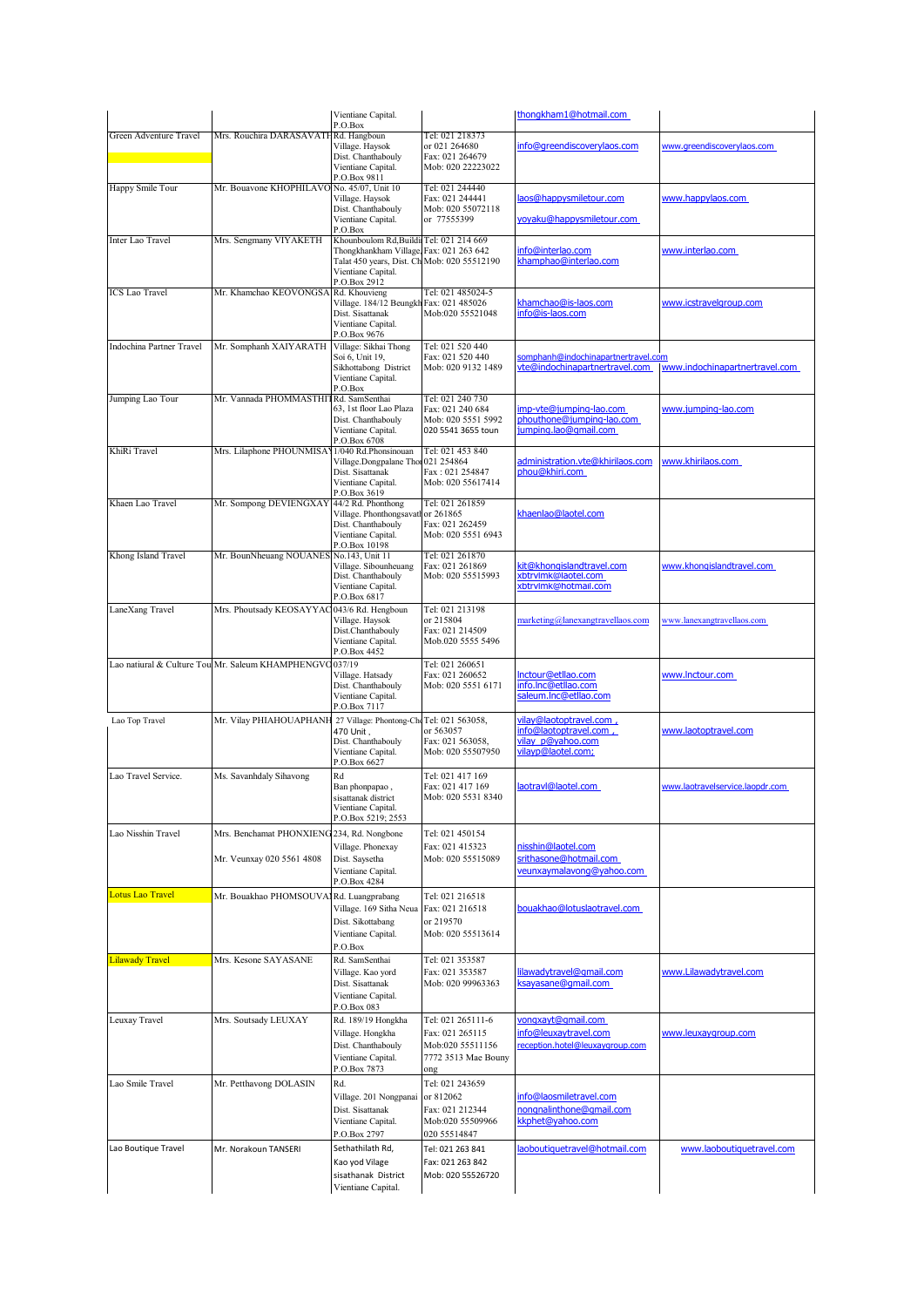| | | | | | |
|---|---|---|---|---|---|
| | | Vientiane Capital.<br>P.O.Box | | thongkham1@hotmail.com | |
| Green Adventure Travel | Mrs. Rouchira DARASAVATI | Rd. Hangboun<br>Village. Haysok<br>Dist. Chanthabouly<br>Vientiane Capital.<br>P.O.Box 9811 | Tel: 021 218373<br>or 021 264680<br>Fax: 021 264679<br>Mob: 020 22223022 | info@greendiscoverylaos.com | www.greendiscoverylaos.com |
| Happy Smile Tour | Mr. Bouavone KHOPHILAVO | No. 45/07, Unit 10<br>Village. Haysok<br>Dist. Chanthabouly<br>Vientiane Capital.<br>P.O.Box | Tel: 021 244440<br>Fax: 021 244441<br>Mob: 020 55072118<br>or 77555399 | laos@happysmiletour.com<br>yoyaku@happysmiletour.com | www.happylaos.com |
| Inter Lao Travel | Mrs. Sengmany VIYAKETH | Khounboulom Rd,Buildi<br>Thongkhankham Village,<br>Talat 450 years, Dist. Ch<br>Vientiane Capital.<br>P.O.Box 2912 | Tel: 021 214 669<br>Fax: 021 263 642<br>Mob: 020 55512190 | info@interlao.com<br>khamphao@interlao.com | www.interlao.com |
| ICS Lao Travel | Mr. Khamchao KEOVONGSA | Rd. Khouvieng<br>Village. 184/12 Beungkh<br>Dist. Sisattanak<br>Vientiane Capital.<br>P.O.Box 9676 | Tel: 021 485024-5<br>Fax: 021 485026<br>Mob:020 55521048 | khamchao@is-laos.com<br>info@is-laos.com | www.icstravelgroup.com |
| Indochina Partner Travel | Mr. Somphanh XAIYARATH | Village: Sikhai Thong<br>Soi 6, Unit 19,<br>Sikhottabong District<br>Vientiane Capital.<br>P.O.Box | Tel: 021 520 440<br>Fax: 021 520 440<br>Mob: 020 9132 1489 | somphanh@indochinapartnertravel.com<br>vte@indochinapartnertravel.com | www.indochinapartnertravel.com |
| Jumping Lao Tour | Mr. Vannada PHOMMASTHIT | Rd. SamSenthai<br>63, 1st floor Lao Plaza<br>Dist. Chanthabouly<br>Vientiane Capital.<br>P.O.Box 6708 | Tel: 021 240 730<br>Fax: 021 240 684<br>Mob: 020 5551 5992<br>020 5541 3655 toun | jmp-vte@jumping-lao.com<br>phouthone@jumping-lao.com<br>jumping.lao@gmail.com | www.jumping-lao.com |
| KhiRi Travel | Mrs. Lilaphone PHOUNMISAY | 1/040 Rd.Phonsinouan<br>Village.Dongpalane Tho<br>Dist. Sisattanak<br>Vientiane Capital.<br>P.O.Box 3619 | Tel: 021 453 840<br>021 254864<br>Fax : 021 254847<br>Mob: 020 55617414 | administration.vte@khirilaos.com<br>phou@khiri.com | www.khirilaos.com |
| Khaen Lao Travel | Mr. Sompong DEVIENGXAY | 44/2 Rd. Phonthong<br>Village. Phonthongsavat<br>Dist. Chanthabouly<br>Vientiane Capital.<br>P.O.Box 10198 | Tel: 021 261859<br>or 261865<br>Fax: 021 262459<br>Mob: 020 5551 6943 | khaenlao@laotel.com | |
| Khong Island Travel | Mr. BounNheuang NOUANES | No.143, Unit 11<br>Village. Sibounheuang<br>Dist. Chanthabouly<br>Vientiane Capital.<br>P.O.Box 6817 | Tel: 021 261870<br>Fax: 021 261869<br>Mob: 020 55515993 | kit@khongislandtravel.com<br>xbtrvimk@laotel.com<br>xbtrvimk@hotmail.com | www.khongislandtravel.com |
| LaneXang Travel | Mrs. Phoutsady KEOSAYYAC | 043/6 Rd. Hengboun<br>Village. Haysok<br>Dist.Chanthabouly<br>Vientiane Capital.<br>P.O.Box 4452 | Tel: 021 213198<br>or 215804<br>Fax: 021 214509<br>Mob.020 5555 5496 | marketing@lanexangtravellaos.com | www.lanexangtravellaos.com |
| Lao natiural & Culture Tou | Mr. Saleum KHAMPHENGVO | 037/19<br>Village. Hatsady<br>Dist. Chanthabouly<br>Vientiane Capital.<br>P.O.Box 7117 | Tel: 021 260651<br>Fax: 021 260652<br>Mob: 020 5551 6171 | lnctour@etllao.com<br>info.lnc@etllao.com<br>saleum.lnc@etllao.com | www.lnctour.com |
| Lao Top Travel | Mr. Vilay PHIAHOUAPHANH | 27 Village: Phontong-Ch<br>470 Unit ,<br>Dist. Chanthabouly<br>Vientiane Capital.<br>P.O.Box 6627 | Tel: 021 563058,<br>or 563057<br>Fax: 021 563058,<br>Mob: 020 55507950 | vilay@laotoptravel.com ,<br>info@laotoptravel.com ,<br>vilay_p@yahoo.com<br>vilayp@laotel.com; | www.laotoptravel.com |
| Lao Travel Service. | Ms. Savanhdaly Sihavong | Rd<br>Ban phonpapao ,<br>sisattanak district<br>Vientiane Capital.<br>P.O.Box 5219; 2553 | Tel: 021 417 169<br>Fax: 021 417 169<br>Mob: 020 5531 8340 | laotravl@laotel.com | www.laotravelservice.laopdr.com |
| Lao Nisshin Travel | Mrs. Benchamat PHONXIENG<br>Mr. Veunxay 020 5561 4808 | 234, Rd. Nongbone<br>Village. Phonexay<br>Dist. Saysetha<br>Vientiane Capital.<br>P.O.Box 4284 | Tel: 021 450154<br>Fax: 021 415323<br>Mob: 020 55515089 | nisshin@laotel.com<br>srithasone@hotmail.com<br>veunxaymalavong@yahoo.com | |
| Lotus Lao Travel | Mr. Bouakhao PHOMSOUVA | Rd. Luangprabang<br>Village. 169 Sitha Neua<br>Dist. Sikottabang<br>Vientiane Capital.<br>P.O.Box | Tel: 021 216518<br>Fax: 021 216518<br>or 219570<br>Mob: 020 55513614 | bouakhao@lotuslaotravel.com | |
| Lilawady Travel | Mrs. Kesone SAYASANE | Rd. SamSenthai<br>Village. Kao yord<br>Dist. Sisattanak<br>Vientiane Capital.<br>P.O.Box 083 | Tel: 021 353587<br>Fax: 021 353587<br>Mob: 020 99963363 | lilawadytravel@gmail.com<br>ksayasane@gmail.com | www.Lilawadytravel.com |
| Leuxay Travel | Mrs. Soutsady LEUXAY | Rd. 189/19 Hongkha<br>Village. Hongkha<br>Dist. Chanthabouly<br>Vientiane Capital.<br>P.O.Box 7873 | Tel: 021 265111-6<br>Fax: 021 265115<br>Mob:020 55511156<br>7772 3513 Mae Bouny<br>ong | vongxayt@gmail.com<br>info@leuxaytravel.com<br>reception.hotel@leuxaygroup.com | www.leuxaygroup.com |
| Lao Smile Travel | Mr. Petthavong DOLASIN | Rd.<br>Village. 201 Nongpanai<br>Dist. Sisattanak<br>Vientiane Capital.<br>P.O.Box 2797 | Tel: 021 243659<br>or 812062<br>Fax: 021 212344<br>Mob:020 55509966<br>020 55514847 | info@laosmiletravel.com<br>nongnalinthone@gmail.com<br>kkphet@yahoo.com | |
| Lao Boutique Travel | Mr. Norakoun TANSERI | Sethathilath Rd,<br>Kao yod Vilage<br>sisathanak District<br>Vientiane Capital. | Tel: 021 263 841<br>Fax: 021 263 842<br>Mob: 020 55526720 | laoboutiquetravel@hotmail.com | www.laoboutiquetravel.com |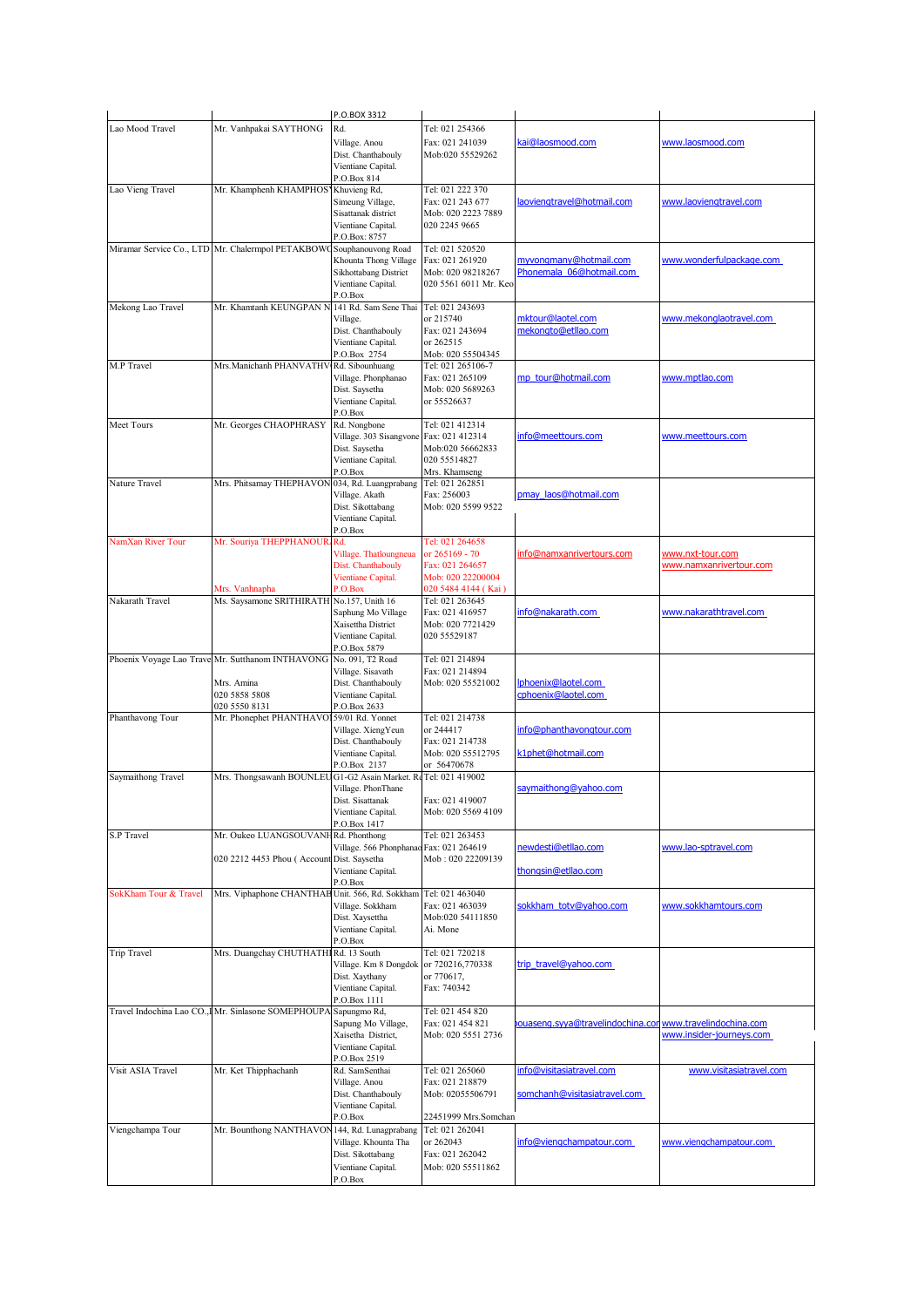| | | P.O.BOX 3312 | | | |
|---|---|---|---|---|---|
| Lao Mood Travel | Mr. Vanhpakai SAYTHONG | Rd. Village. Anou Dist. Chanthabouly Vientiane Capital. P.O.Box 814 | Tel: 021 254366 Fax: 021 241039 Mob:020 55529262 | kai@laosmood.com | www.laosmood.com |
| Lao Vieng Travel | Mr. Khamphenh KHAMPHOS | Khuvieng Rd, Simeung Village, Sisattanak district Vientiane Capital. P.O.Box: 8757 | Tel: 021 222 370 Fax: 021 243 677 Mob: 020 2223 7889 020 2245 9665 | laoviengtravel@hotmail.com | www.laoviengtravel.com |
| Miramar Service Co., LTD | Mr. Chalermpol PETAKBOW | Souphanouvong Road Khounta Thong Village Sikhottabang District Vientiane Capital. P.O.Box | Tel: 021 520520 Fax: 021 261920 Mob: 020 98218267 020 5561 6011 Mr. Keo | myvongmany@hotmail.com Phonemala_06@hotmail.com | www.wonderfulpackage.com |
| Mekong Lao Travel | Mr. Khamtanh KEUNGPAN N | 141 Rd. Sam Sene Thai Village. Dist. Chanthabouly Vientiane Capital. P.O.Box 2754 | Tel: 021 243693 or 215740 Fax: 021 243694 or 262515 Mob: 020 55504345 | mktour@laotel.com mekongto@etllao.com | www.mekonglaotravel.com |
| M.P Travel | Mrs.Manichanh PHANVATHV | Rd. Sibounhuang Village. Phonphanao Dist. Saysetha Vientiane Capital. P.O.Box | Tel: 021 265106-7 Fax: 021 265109 Mob: 020 5689263 or 55526637 | mp_tour@hotmail.com | www.mptlao.com |
| Meet Tours | Mr. Georges CHAOPHRASY | Rd. Nongbone Village. 303 Sisangvone Dist. Saysetha Vientiane Capital. P.O.Box | Tel: 021 412314 Fax: 021 412314 Mob:020 56662833 020 55514827 Mrs. Khamseng | info@meettours.com | www.meettours.com |
| Nature Travel | Mrs. Phitsamay THEPHAVON | 034, Rd. Luangprabang Village. Akath Dist. Sikottabang Vientiane Capital. P.O.Box | Tel: 021 262851 Fax: 256003 Mob: 020 5599 9522 | pmay_laos@hotmail.com | |
| NamXan River Tour | Mr. Souriya THEPPHANOUR Mrs. Vanhnapha | Rd. Village. Thatloungneua Dist. Chanthabouly Vientiane Capital. P.O.Box | Tel: 021 264658 or 265169 - 70 Fax: 021 264657 Mob: 020 22200004 020 5484 4144 ( Kai ) | info@namxanrivertours.com | www.nxt-tour.com www.namxanrivertour.com |
| Nakarath Travel | Ms. Saysamone SRITHIRATH | No.157, Unith 16 Saphung Mo Village Xaisettha District Vientiane Capital. P.O.Box 5879 | Tel: 021 263645 Fax: 021 416957 Mob: 020 7721429 020 55529187 | info@nakarath.com | www.nakarathtravel.com |
| Phoenix Voyage Lao Trave | Mr. Sutthanom INTHAVONG Mrs. Amina 020 5858 5808 020 5550 8131 | No. 091, T2 Road Village. Sisavath Dist. Chanthabouly Vientiane Capital. P.O.Box 2633 | Tel: 021 214894 Fax: 021 214894 Mob: 020 55521002 | lphoenix@laotel.com cphoenix@laotel.com | |
| Phanthavong Tour | Mr. Phonephet PHANTHAVO | 59/01 Rd. Yonnet Village. XiengYeun Dist. Chanthabouly Vientiane Capital. P.O.Box 2137 | Tel: 021 214738 or 244417 Fax: 021 214738 Mob: 020 55512795 or 56470678 | info@phanthavongtour.com k1phet@hotmail.com | |
| Saymaithong Travel | Mrs. Thongsawanh BOUNLEU | G1-G2 Asain Market. Rd Village. PhonThane Dist. Sisattanak Vientiane Capital. P.O.Box 1417 | Tel: 021 419002 Fax: 021 419007 Mob: 020 5569 4109 | saymaithong@yahoo.com | |
| S.P Travel | Mr. Oukeo LUANGSOUVANH 020 2212 4453 Phou ( Account | Rd. Phonthong Village. 566 Phonphanao Dist. Saysetha Vientiane Capital. P.O.Box | Tel: 021 263453 Fax: 021 264619 Mob : 020 22209139 | newdesti@etllao.com thongsin@etllao.com | www.lao-sptravel.com |
| SokKham Tour & Travel | Mrs. Viphaphone CHANTHAB | Unit. 566, Rd. Sokkham Village. Sokkham Dist. Xaysettha Vientiane Capital. P.O.Box | Tel: 021 463040 Fax: 021 463039 Mob:020 54111850 Ai. Mone | sokkham_totv@yahoo.com | www.sokkhamtours.com |
| Trip Travel | Mrs. Duangchay CHUTHATHI | Rd. 13 South Village. Km 8 Dongdok Dist. Xaythany Vientiane Capital. P.O.Box 1111 | Tel: 021 720218 or 720216,770338 or 770617, Fax: 740342 | trip_travel@yahoo.com | |
| Travel Indochina Lao CO.,L | Mr. Sinlasone SOMEPHOUPA | Sapungmo Rd, Sapung Mo Village, Xaisetha District, Vientiane Capital. P.O.Box 2519 | Tel: 021 454 820 Fax: 021 454 821 Mob: 020 5551 2736 | ouaseng.syva@travelindochina.com | www.travelindochina.com www.insider-journeys.com |
| Visit ASIA Travel | Mr. Ket Thipphachanh | Rd. SamSenthai Village. Anou Dist. Chanthabouly Vientiane Capital. P.O.Box | Tel: 021 265060 Fax: 021 218879 Mob: 02055506791 22451999 Mrs.Somchan | info@visitasiatravel.com somchanh@visitasiatravel.com | www.visitasiatravel.com |
| Viengchampa Tour | Mr. Bounthong NANTHAVON | 144, Rd. Lunagprabang Village. Khounta Tha Dist. Sikottabang Vientiane Capital. P.O.Box | Tel: 021 262041 or 262043 Fax: 021 262042 Mob: 020 55511862 | info@viengchampatour.com | www.viengchampatour.com |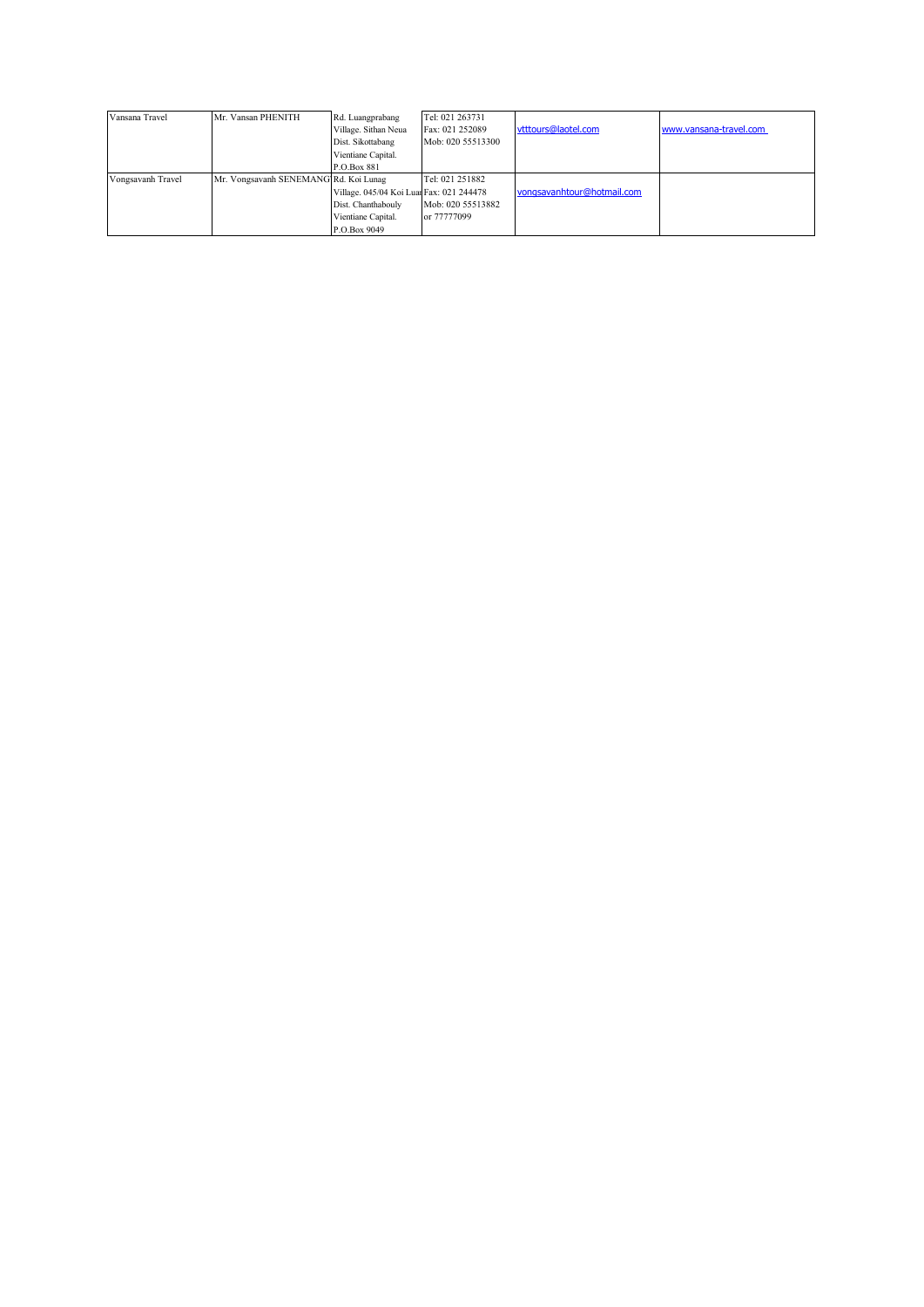| | | | | | |
|---|---|---|---|---|---|
| Vansana Travel | Mr. Vansan PHENITH | Rd. Luangprabang<br>Village. Sithan Neua<br>Dist. Sikottabang<br>Vientiane Capital.<br>P.O.Box 881 | Tel: 021 263731<br>Fax: 021 252089<br>Mob: 020 55513300 | vtttours@laotel.com | www.vansana-travel.com |
| Vongsavanh Travel | Mr. Vongsavanh SENEMANG | Rd. Koi Lunag<br>Village. 045/04 Koi Luan<br>Dist. Chanthabouly<br>Vientiane Capital.<br>P.O.Box 9049 | Tel: 021 251882<br>Fax: 021 244478<br>Mob: 020 55513882<br>or 77777099 | vongsavanhtour@hotmail.com | |